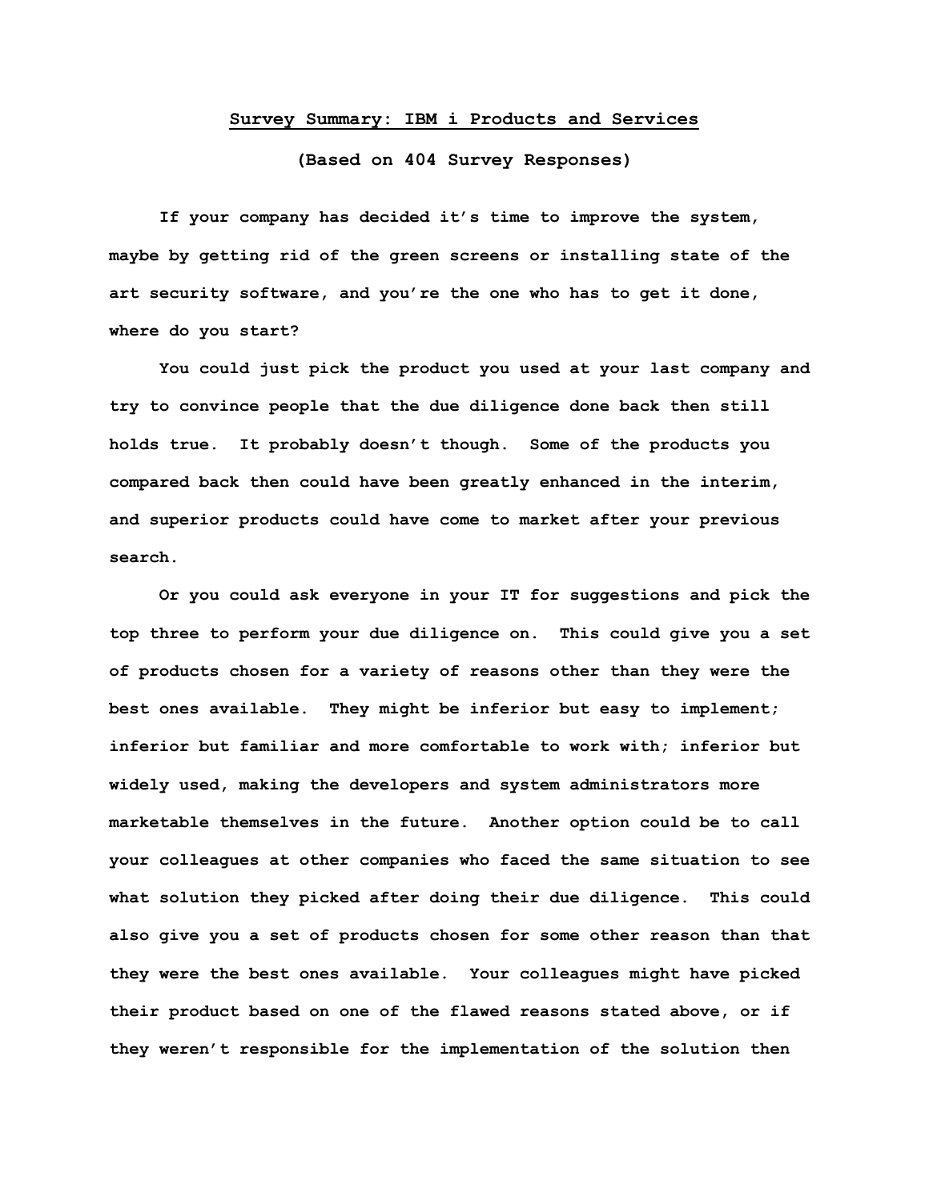# Survey Summary: IBM i Products and Services

**(Based on 404 Survey Responses)**

If your company has decided it's time to improve the system, maybe by getting rid of the green screens or installing state of the art security software, and you're the one who has to get it done, where do you start?

You could just pick the product you used at your last company and try to convince people that the due diligence done back then still holds true. It probably doesn't though. Some of the products you compared back then could have been greatly enhanced in the interim, and superior products could have come to market after your previous search.

Or you could ask everyone in your IT for suggestions and pick the top three to perform your due diligence on. This could give you a set of products chosen for a variety of reasons other than they were the best ones available. They might be inferior but easy to implement; inferior but familiar and more comfortable to work with; inferior but widely used, making the developers and system administrators more marketable themselves in the future. Another option could be to call your colleagues at other companies who faced the same situation to see what solution they picked after doing their due diligence. This could also give you a set of products chosen for some other reason than that they were the best ones available. Your colleagues might have picked their product based on one of the flawed reasons stated above, or if they weren't responsible for the implementation of the solution then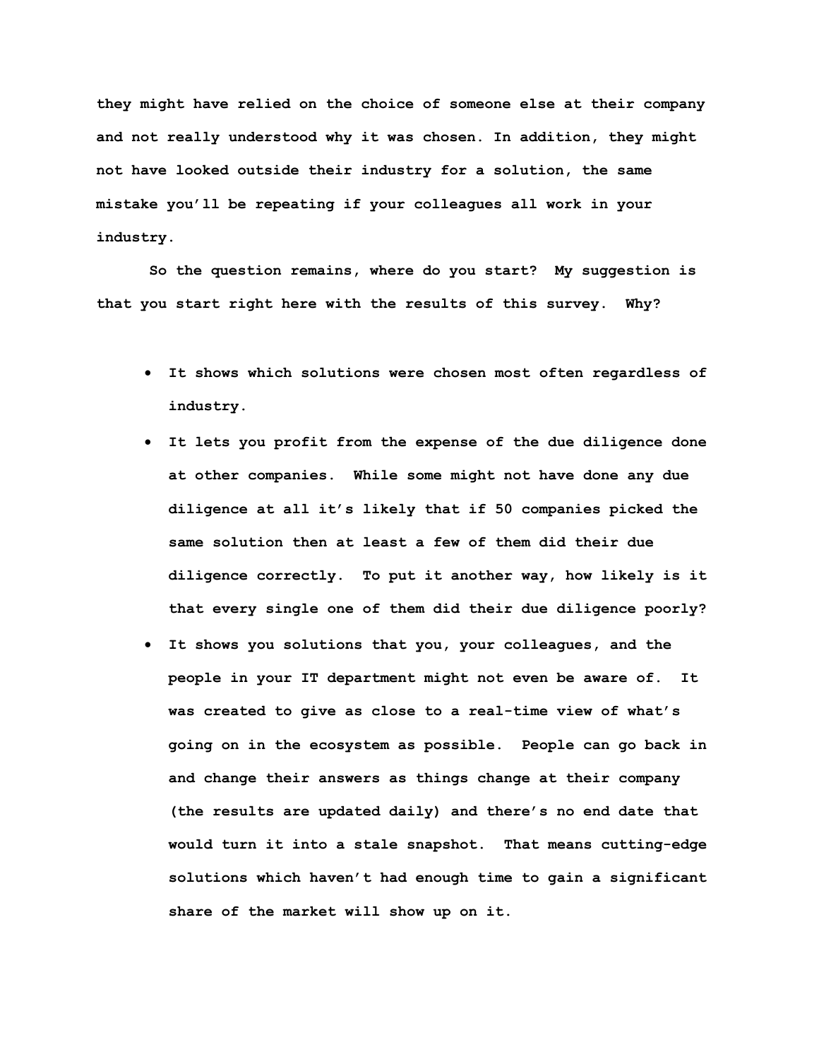they might have relied on the choice of someone else at their company and not really understood why it was chosen. In addition, they might not have looked outside their industry for a solution, the same mistake you'll be repeating if your colleagues all work in your industry.

So the question remains, where do you start? My suggestion is that you start right here with the results of this survey. Why?

- It shows which solutions were chosen most often regardless of industry.
- It lets you profit from the expense of the due diligence done at other companies. While some might not have done any due diligence at all it's likely that if 50 companies picked the same solution then at least a few of them did their due diligence correctly. To put it another way, how likely is it that every single one of them did their due diligence poorly?
- It shows you solutions that you, your colleagues, and the people in your IT department might not even be aware of. It was created to give as close to a real-time view of what's going on in the ecosystem as possible. People can go back in and change their answers as things change at their company (the results are updated daily) and there's no end date that would turn it into a stale snapshot. That means cutting-edge solutions which haven't had enough time to gain a significant share of the market will show up on it.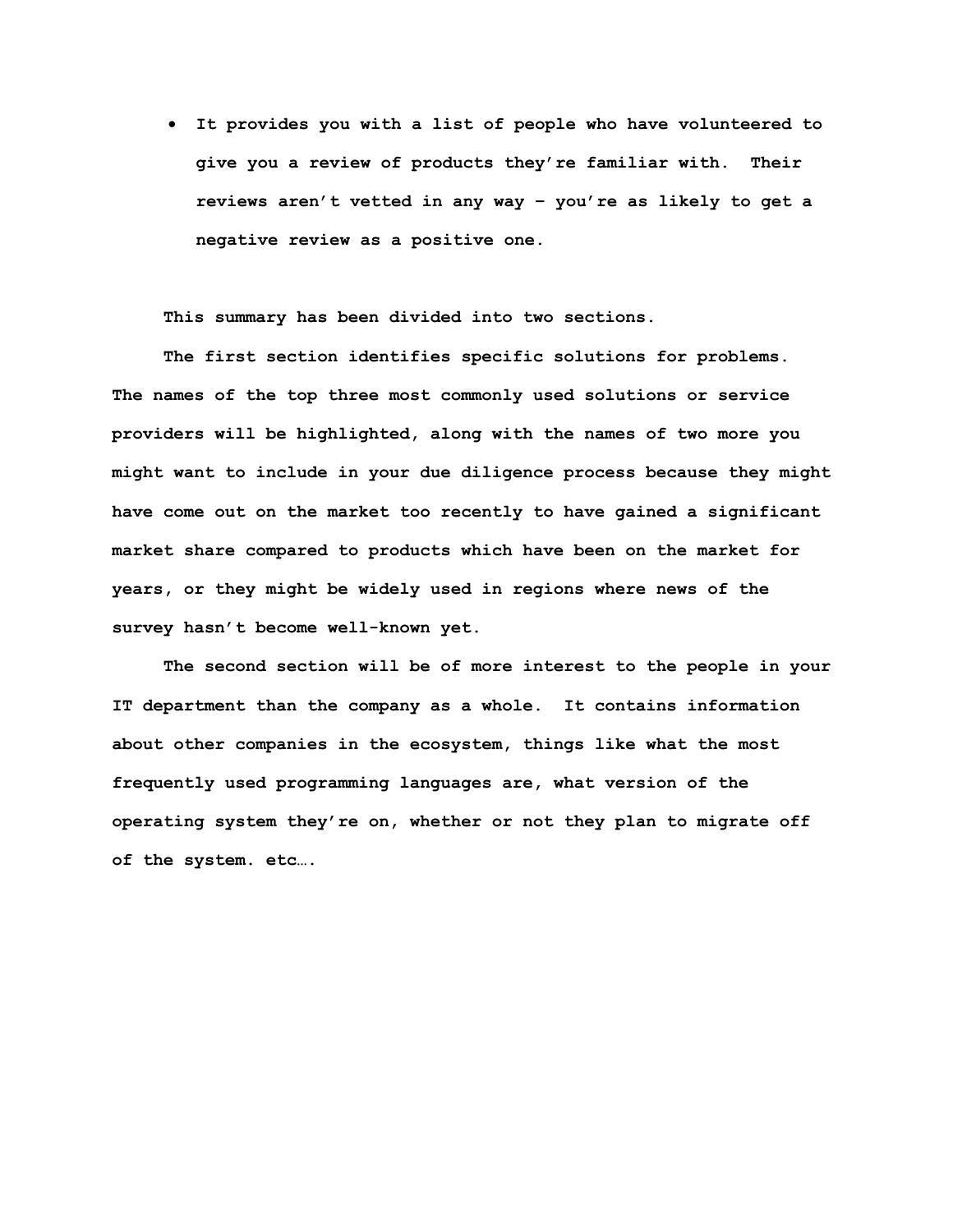- It provides you with a list of people who have volunteered to give you a review of products they're familiar with. Their reviews aren't vetted in any way – you're as likely to get a negative review as a positive one.

This summary has been divided into two sections.

The first section identifies specific solutions for problems. The names of the top three most commonly used solutions or service providers will be highlighted, along with the names of two more you might want to include in your due diligence process because they might have come out on the market too recently to have gained a significant market share compared to products which have been on the market for years, or they might be widely used in regions where news of the survey hasn't become well-known yet.

The second section will be of more interest to the people in your IT department than the company as a whole. It contains information about other companies in the ecosystem, things like what the most frequently used programming languages are, what version of the operating system they're on, whether or not they plan to migrate off of the system. etc….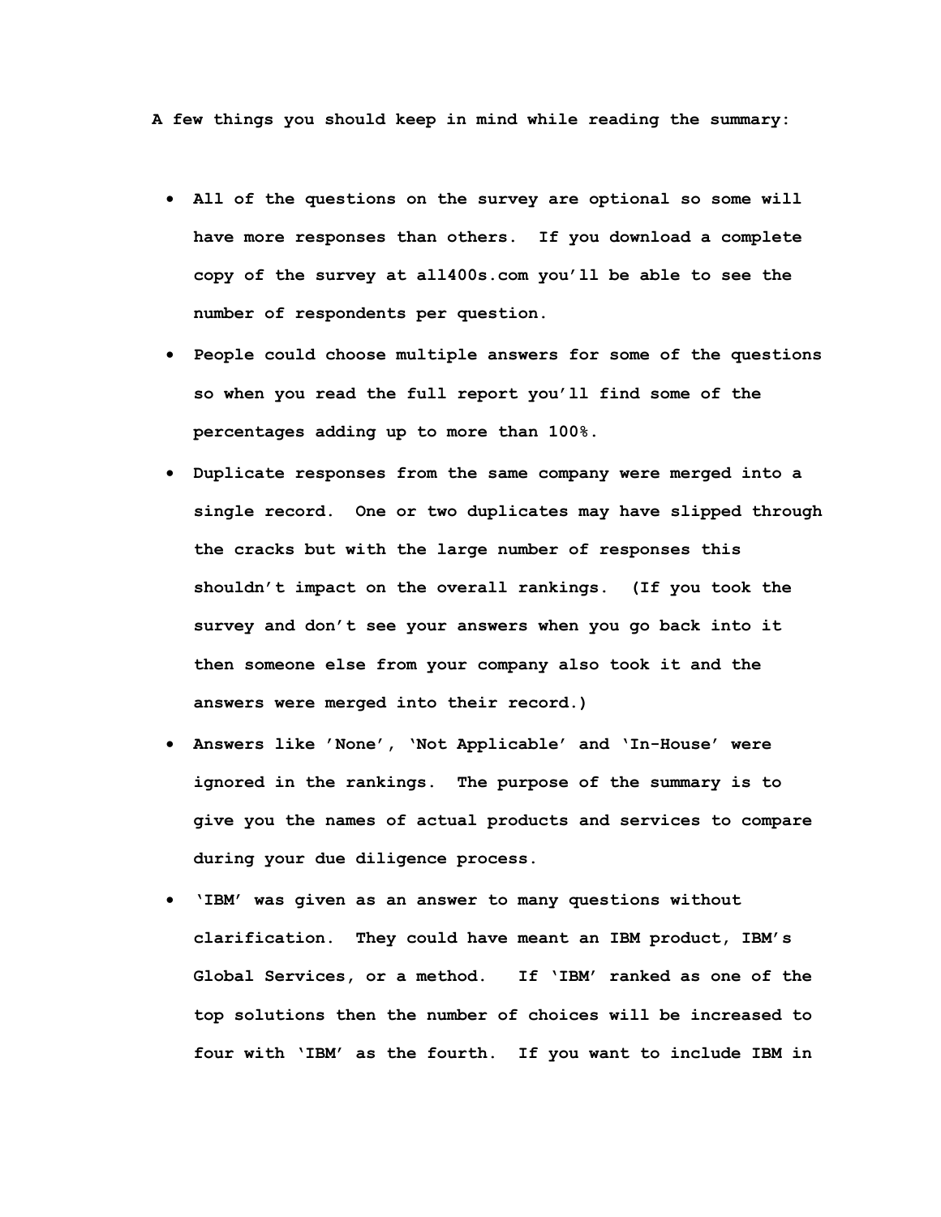**A few things you should keep in mind while reading the summary:**

- **All of the questions on the survey are optional so some will have more responses than others. If you download a complete copy of the survey at all400s.com you'll be able to see the number of respondents per question.**
- **People could choose multiple answers for some of the questions so when you read the full report you'll find some of the percentages adding up to more than 100%.**
- **Duplicate responses from the same company were merged into a single record. One or two duplicates may have slipped through the cracks but with the large number of responses this shouldn't impact on the overall rankings. (If you took the survey and don't see your answers when you go back into it then someone else from your company also took it and the answers were merged into their record.)**
- **Answers like 'None', 'Not Applicable' and 'In-House' were ignored in the rankings. The purpose of the summary is to give you the names of actual products and services to compare during your due diligence process.**
- **'IBM' was given as an answer to many questions without clarification. They could have meant an IBM product, IBM's Global Services, or a method. If 'IBM' ranked as one of the top solutions then the number of choices will be increased to four with 'IBM' as the fourth. If you want to include IBM in**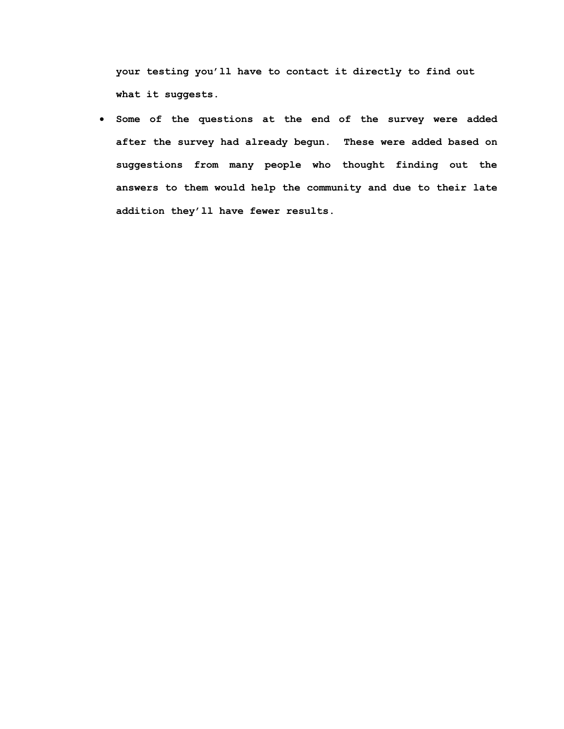**your testing you'll have to contact it directly to find out what it suggests.**

- **Some of the questions at the end of the survey were added after the survey had already begun. These were added based on suggestions from many people who thought finding out the answers to them would help the community and due to their late addition they'll have fewer results.**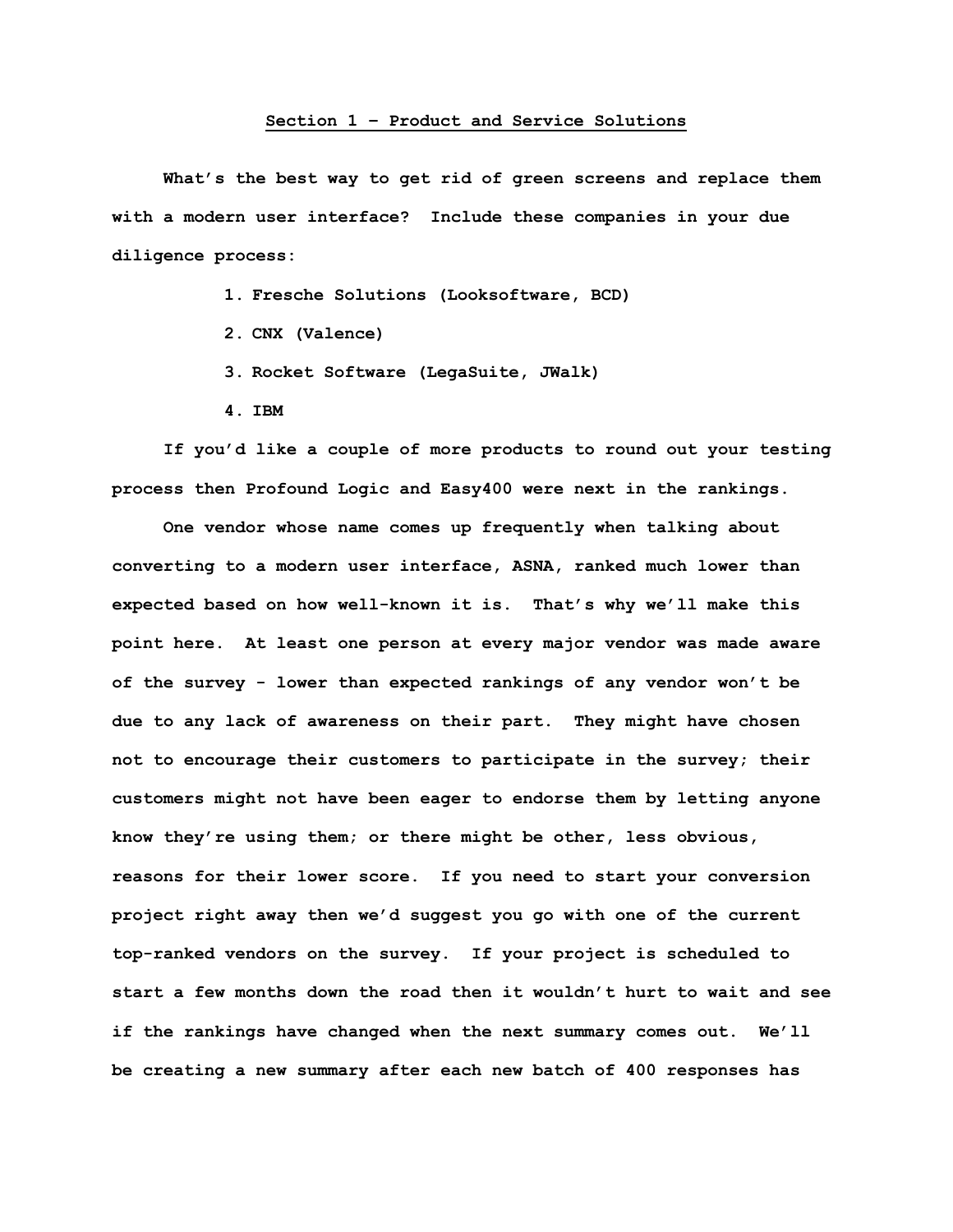## Section 1 – Product and Service Solutions

What's the best way to get rid of green screens and replace them with a modern user interface? Include these companies in your due diligence process:

1. Fresche Solutions (Looksoftware, BCD)
2. CNX (Valence)
3. Rocket Software (LegaSuite, JWalk)
4. IBM

If you'd like a couple of more products to round out your testing process then Profound Logic and Easy400 were next in the rankings.

One vendor whose name comes up frequently when talking about converting to a modern user interface, ASNA, ranked much lower than expected based on how well-known it is. That's why we'll make this point here. At least one person at every major vendor was made aware of the survey - lower than expected rankings of any vendor won't be due to any lack of awareness on their part. They might have chosen not to encourage their customers to participate in the survey; their customers might not have been eager to endorse them by letting anyone know they're using them; or there might be other, less obvious, reasons for their lower score. If you need to start your conversion project right away then we'd suggest you go with one of the current top-ranked vendors on the survey. If your project is scheduled to start a few months down the road then it wouldn't hurt to wait and see if the rankings have changed when the next summary comes out. We'll be creating a new summary after each new batch of 400 responses has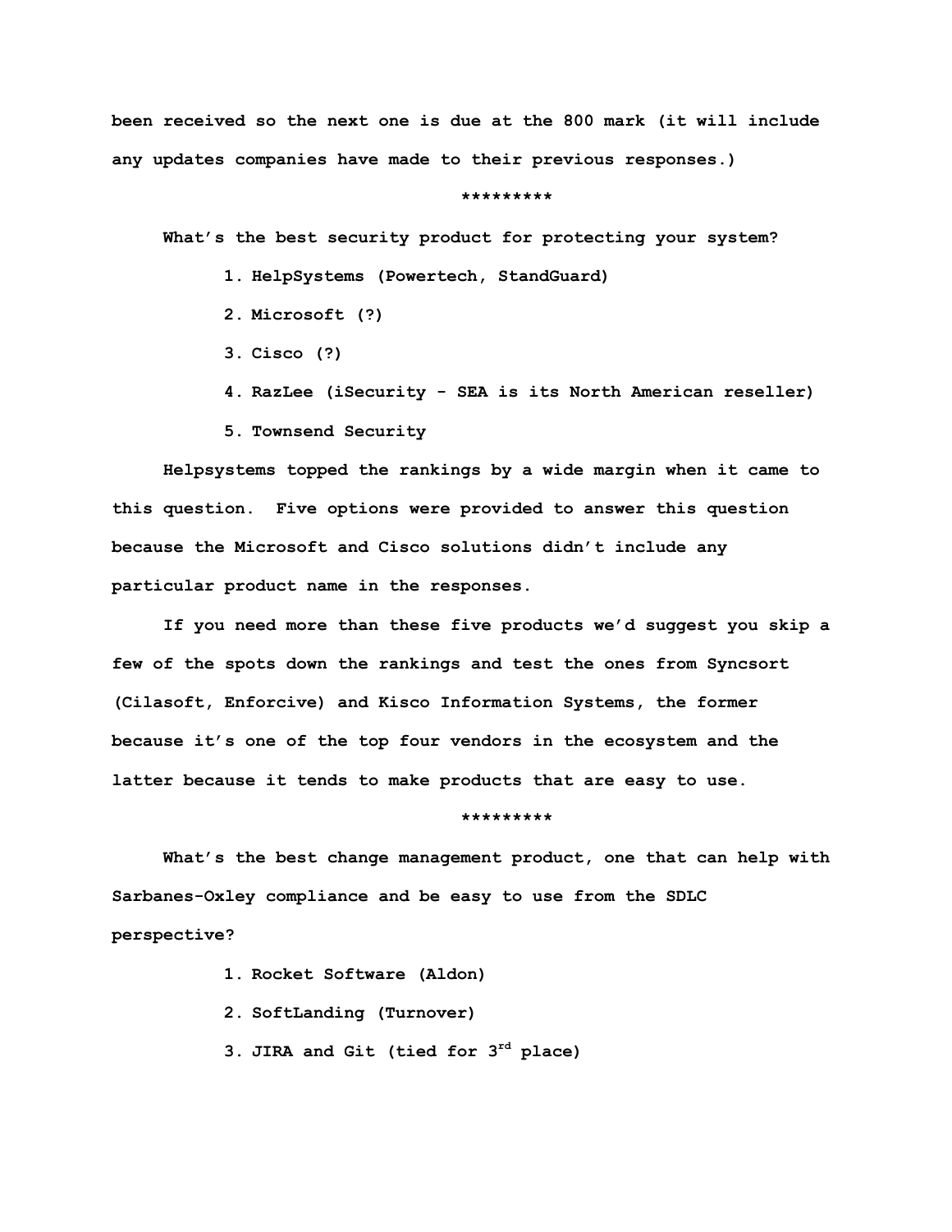been received so the next one is due at the 800 mark (it will include any updates companies have made to their previous responses.)

*********

What's the best security product for protecting your system?

1. HelpSystems (Powertech, StandGuard)
2. Microsoft (?)
3. Cisco (?)
4. RazLee (iSecurity - SEA is its North American reseller)
5. Townsend Security

Helpsystems topped the rankings by a wide margin when it came to this question. Five options were provided to answer this question because the Microsoft and Cisco solutions didn't include any particular product name in the responses.

If you need more than these five products we'd suggest you skip a few of the spots down the rankings and test the ones from Syncsort (Cilasoft, Enforcive) and Kisco Information Systems, the former because it's one of the top four vendors in the ecosystem and the latter because it tends to make products that are easy to use.

*********

What's the best change management product, one that can help with Sarbanes-Oxley compliance and be easy to use from the SDLC perspective?

1. Rocket Software (Aldon)
2. SoftLanding (Turnover)
3. JIRA and Git (tied for 3rd place)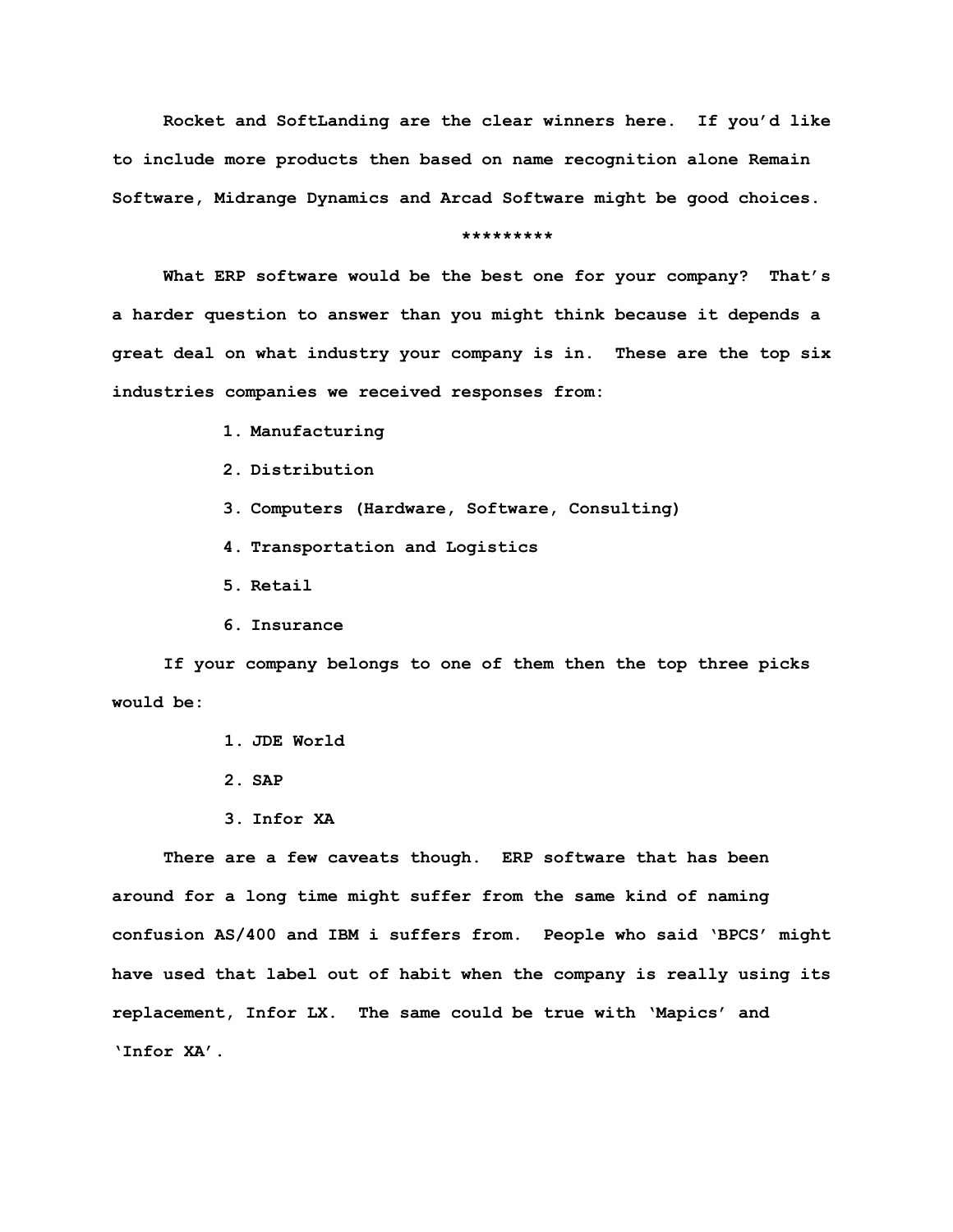Rocket and SoftLanding are the clear winners here. If you'd like to include more products then based on name recognition alone Remain Software, Midrange Dynamics and Arcad Software might be good choices.

*********

What ERP software would be the best one for your company? That's a harder question to answer than you might think because it depends a great deal on what industry your company is in. These are the top six industries companies we received responses from:

1. Manufacturing
2. Distribution
3. Computers (Hardware, Software, Consulting)
4. Transportation and Logistics
5. Retail
6. Insurance

If your company belongs to one of them then the top three picks would be:

1. JDE World
2. SAP
3. Infor XA

There are a few caveats though. ERP software that has been around for a long time might suffer from the same kind of naming confusion AS/400 and IBM i suffers from. People who said 'BPCS' might have used that label out of habit when the company is really using its replacement, Infor LX. The same could be true with 'Mapics' and 'Infor XA'.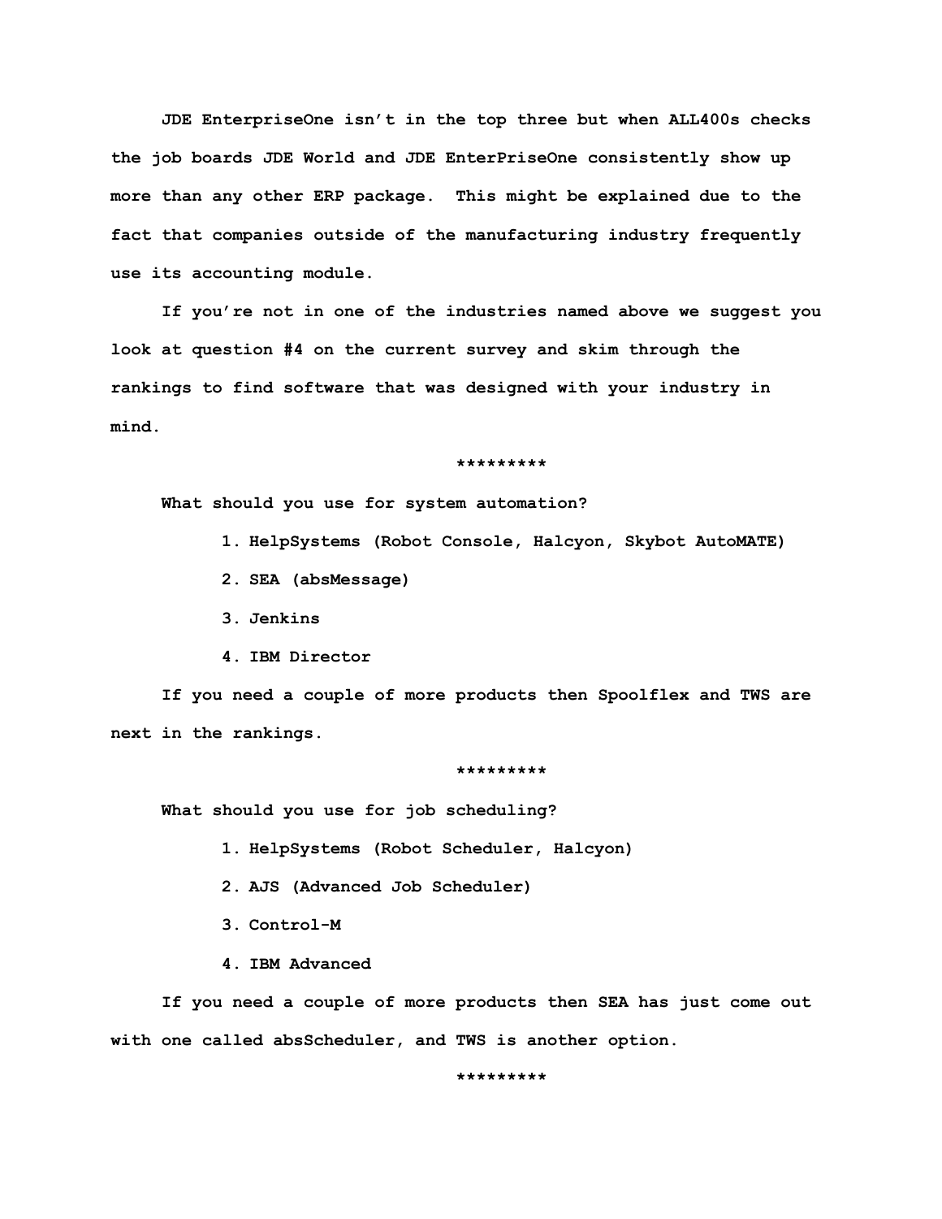JDE EnterpriseOne isn't in the top three but when ALL400s checks the job boards JDE World and JDE EnterPriseOne consistently show up more than any other ERP package. This might be explained due to the fact that companies outside of the manufacturing industry frequently use its accounting module.

If you're not in one of the industries named above we suggest you look at question #4 on the current survey and skim through the rankings to find software that was designed with your industry in mind.

*********

What should you use for system automation?

1. HelpSystems (Robot Console, Halcyon, Skybot AutoMATE)
2. SEA (absMessage)
3. Jenkins
4. IBM Director

If you need a couple of more products then Spoolflex and TWS are next in the rankings.

*********

What should you use for job scheduling?

1. HelpSystems (Robot Scheduler, Halcyon)
2. AJS (Advanced Job Scheduler)
3. Control-M
4. IBM Advanced

If you need a couple of more products then SEA has just come out with one called absScheduler, and TWS is another option.

*********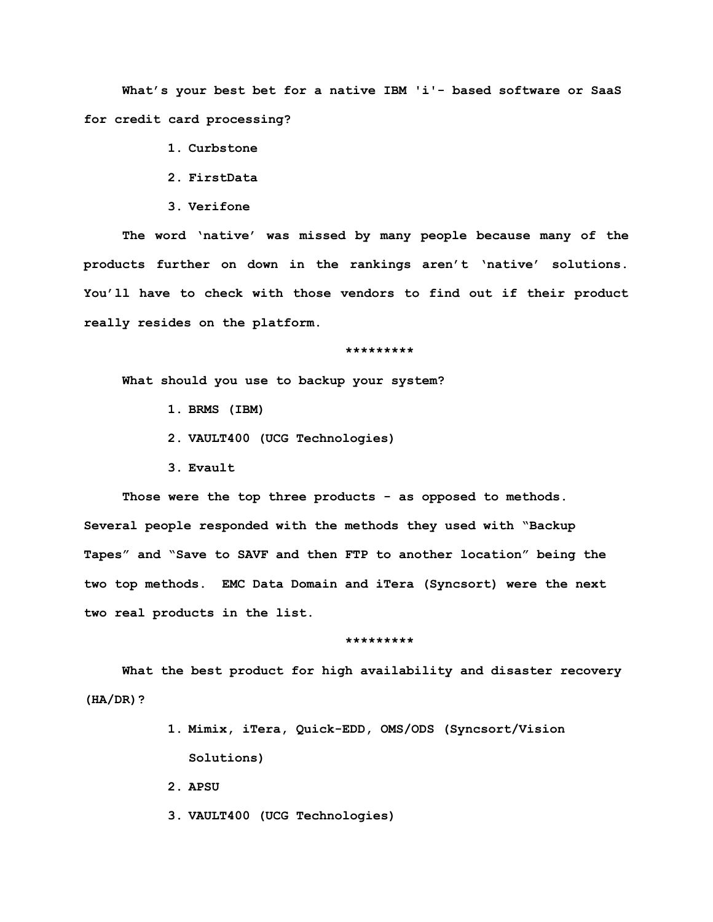**What's your best bet for a native IBM 'i'- based software or SaaS for credit card processing?**

1. **Curbstone**
2. **FirstData**
3. **Verifone**

**The word 'native' was missed by many people because many of the products further on down in the rankings aren't 'native' solutions. You'll have to check with those vendors to find out if their product really resides on the platform.**

**\*\*\*\*\*\*\*\*\***

**What should you use to backup your system?**

1. **BRMS (IBM)**
2. **VAULT400 (UCG Technologies)**
3. **Evault**

**Those were the top three products - as opposed to methods. Several people responded with the methods they used with "Backup Tapes" and "Save to SAVF and then FTP to another location" being the two top methods. EMC Data Domain and iTera (Syncsort) were the next two real products in the list.**

**\*\*\*\*\*\*\*\*\***

**What the best product for high availability and disaster recovery (HA/DR)?**

1. **Mimix, iTera, Quick-EDD, OMS/ODS (Syncsort/Vision Solutions)**
2. **APSU**
3. **VAULT400 (UCG Technologies)**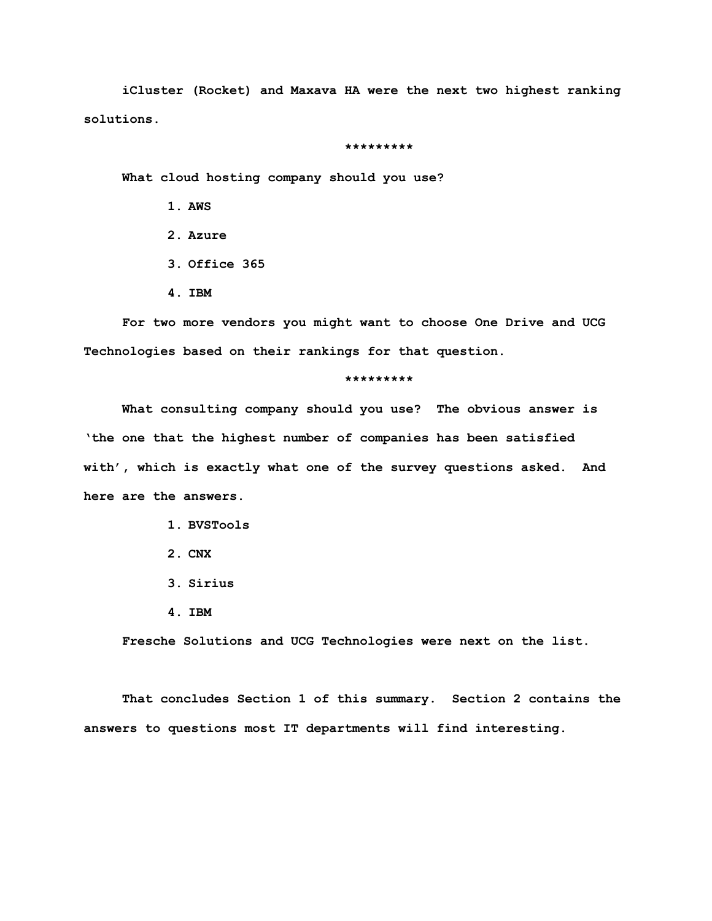**iCluster (Rocket) and Maxava HA were the next two highest ranking solutions.**

**\*\*\*\*\*\*\*\*\***

**What cloud hosting company should you use?**

1. **AWS**
2. **Azure**
3. **Office 365**
4. **IBM**

**For two more vendors you might want to choose One Drive and UCG Technologies based on their rankings for that question.**

**\*\*\*\*\*\*\*\*\***

**What consulting company should you use? The obvious answer is 'the one that the highest number of companies has been satisfied with', which is exactly what one of the survey questions asked. And here are the answers.**

1. **BVSTools**
2. **CNX**
3. **Sirius**
4. **IBM**

**Fresche Solutions and UCG Technologies were next on the list.**

**That concludes Section 1 of this summary. Section 2 contains the answers to questions most IT departments will find interesting.**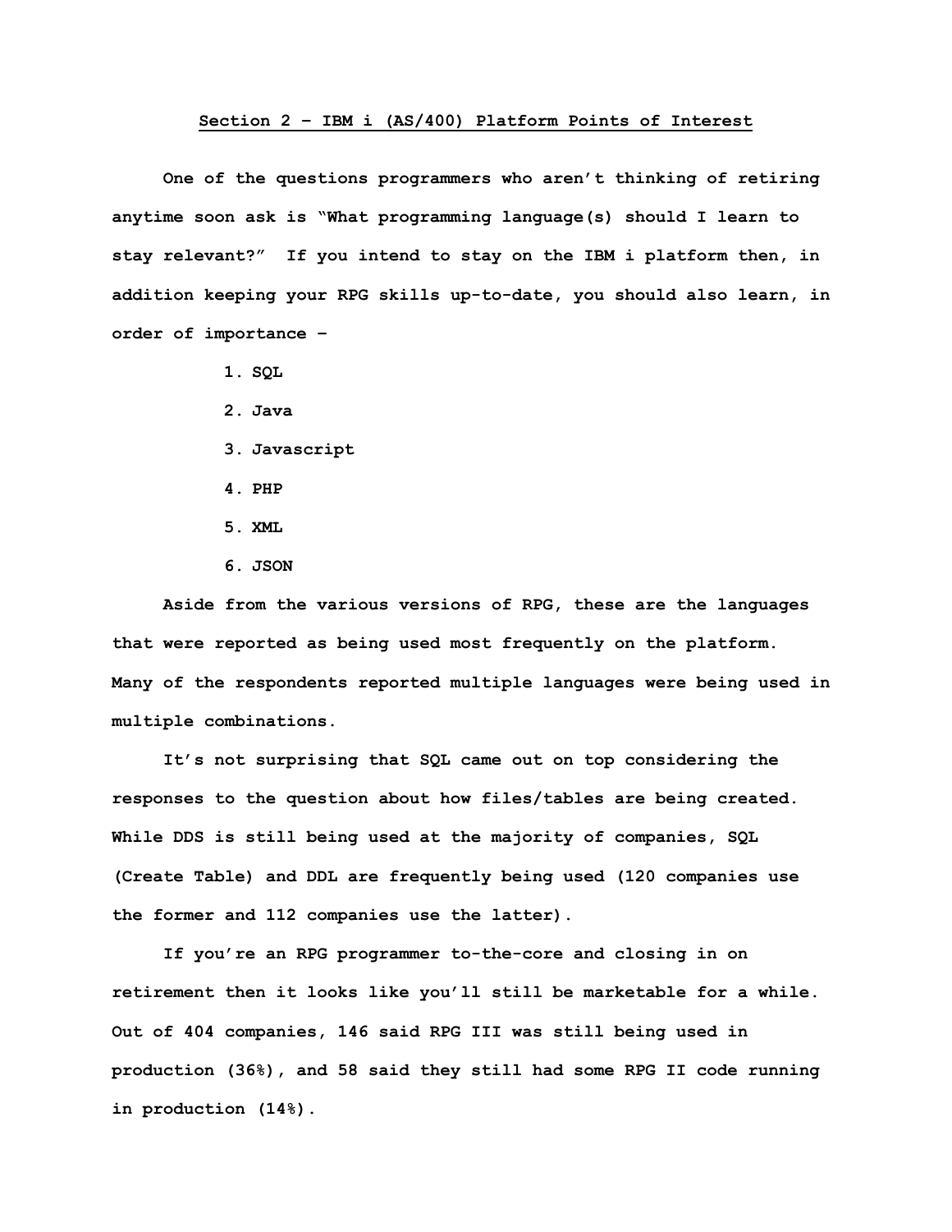## Section 2 – IBM i (AS/400) Platform Points of Interest

One of the questions programmers who aren't thinking of retiring anytime soon ask is "What programming language(s) should I learn to stay relevant?" If you intend to stay on the IBM i platform then, in addition keeping your RPG skills up-to-date, you should also learn, in order of importance –

1. SQL
2. Java
3. Javascript
4. PHP
5. XML
6. JSON

Aside from the various versions of RPG, these are the languages that were reported as being used most frequently on the platform. Many of the respondents reported multiple languages were being used in multiple combinations.

It's not surprising that SQL came out on top considering the responses to the question about how files/tables are being created. While DDS is still being used at the majority of companies, SQL (Create Table) and DDL are frequently being used (120 companies use the former and 112 companies use the latter).

If you're an RPG programmer to-the-core and closing in on retirement then it looks like you'll still be marketable for a while. Out of 404 companies, 146 said RPG III was still being used in production (36%), and 58 said they still had some RPG II code running in production (14%).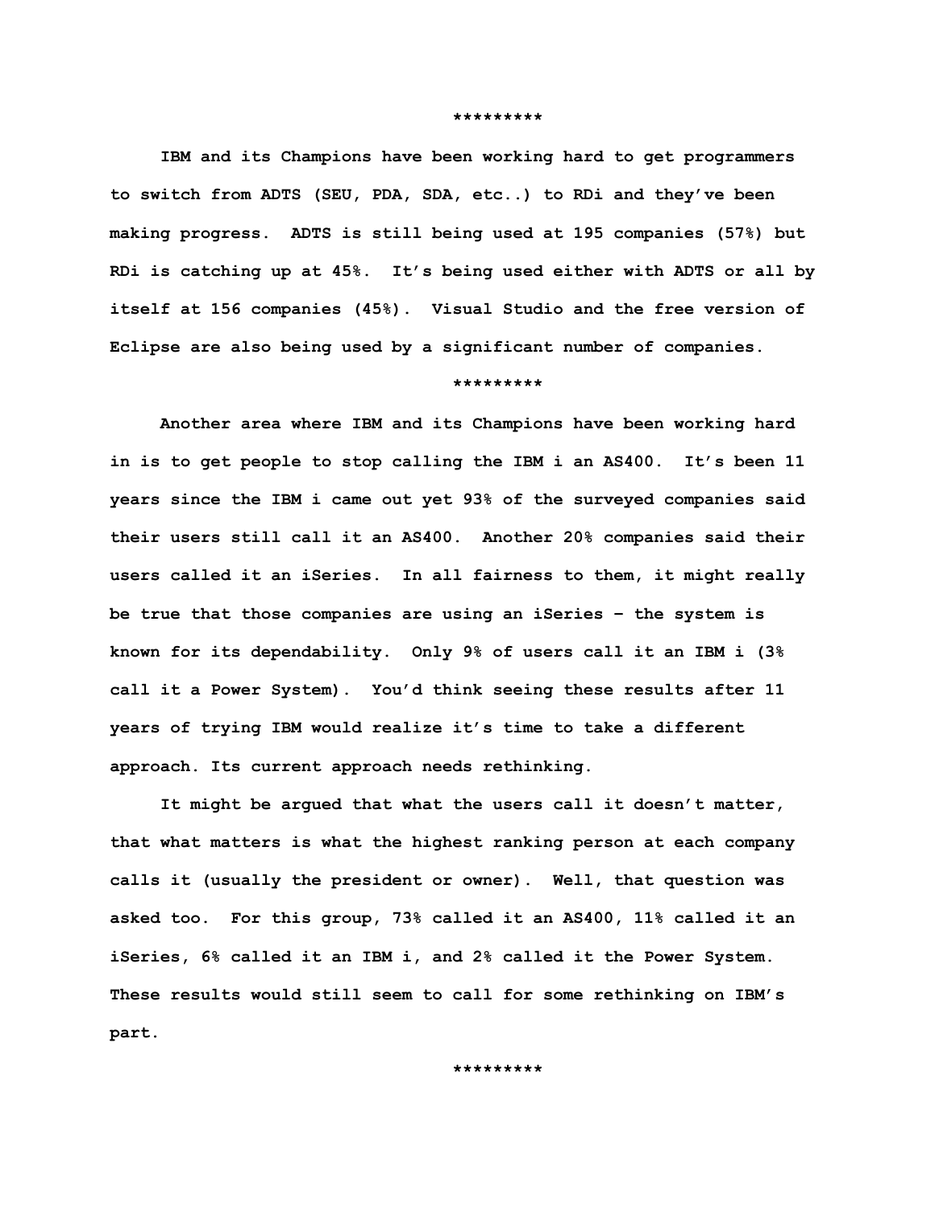*********

IBM and its Champions have been working hard to get programmers to switch from ADTS (SEU, PDA, SDA, etc..) to RDi and they've been making progress. ADTS is still being used at 195 companies (57%) but RDi is catching up at 45%. It's being used either with ADTS or all by itself at 156 companies (45%). Visual Studio and the free version of Eclipse are also being used by a significant number of companies.

*********

Another area where IBM and its Champions have been working hard in is to get people to stop calling the IBM i an AS400. It's been 11 years since the IBM i came out yet 93% of the surveyed companies said their users still call it an AS400. Another 20% companies said their users called it an iSeries. In all fairness to them, it might really be true that those companies are using an iSeries – the system is known for its dependability. Only 9% of users call it an IBM i (3% call it a Power System). You'd think seeing these results after 11 years of trying IBM would realize it's time to take a different approach. Its current approach needs rethinking.

It might be argued that what the users call it doesn't matter, that what matters is what the highest ranking person at each company calls it (usually the president or owner). Well, that question was asked too. For this group, 73% called it an AS400, 11% called it an iSeries, 6% called it an IBM i, and 2% called it the Power System. These results would still seem to call for some rethinking on IBM's part.

*********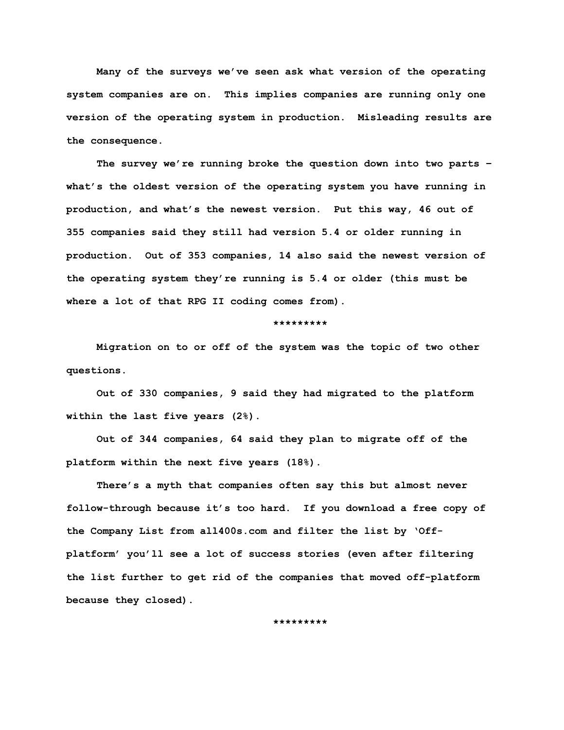Many of the surveys we've seen ask what version of the operating system companies are on. This implies companies are running only one version of the operating system in production. Misleading results are the consequence.

The survey we're running broke the question down into two parts – what's the oldest version of the operating system you have running in production, and what's the newest version. Put this way, 46 out of 355 companies said they still had version 5.4 or older running in production. Out of 353 companies, 14 also said the newest version of the operating system they're running is 5.4 or older (this must be where a lot of that RPG II coding comes from).

*********

Migration on to or off of the system was the topic of two other questions.

Out of 330 companies, 9 said they had migrated to the platform within the last five years (2%).

Out of 344 companies, 64 said they plan to migrate off of the platform within the next five years (18%).

There's a myth that companies often say this but almost never follow-through because it's too hard. If you download a free copy of the Company List from all400s.com and filter the list by 'Off-platform' you'll see a lot of success stories (even after filtering the list further to get rid of the companies that moved off-platform because they closed).

*********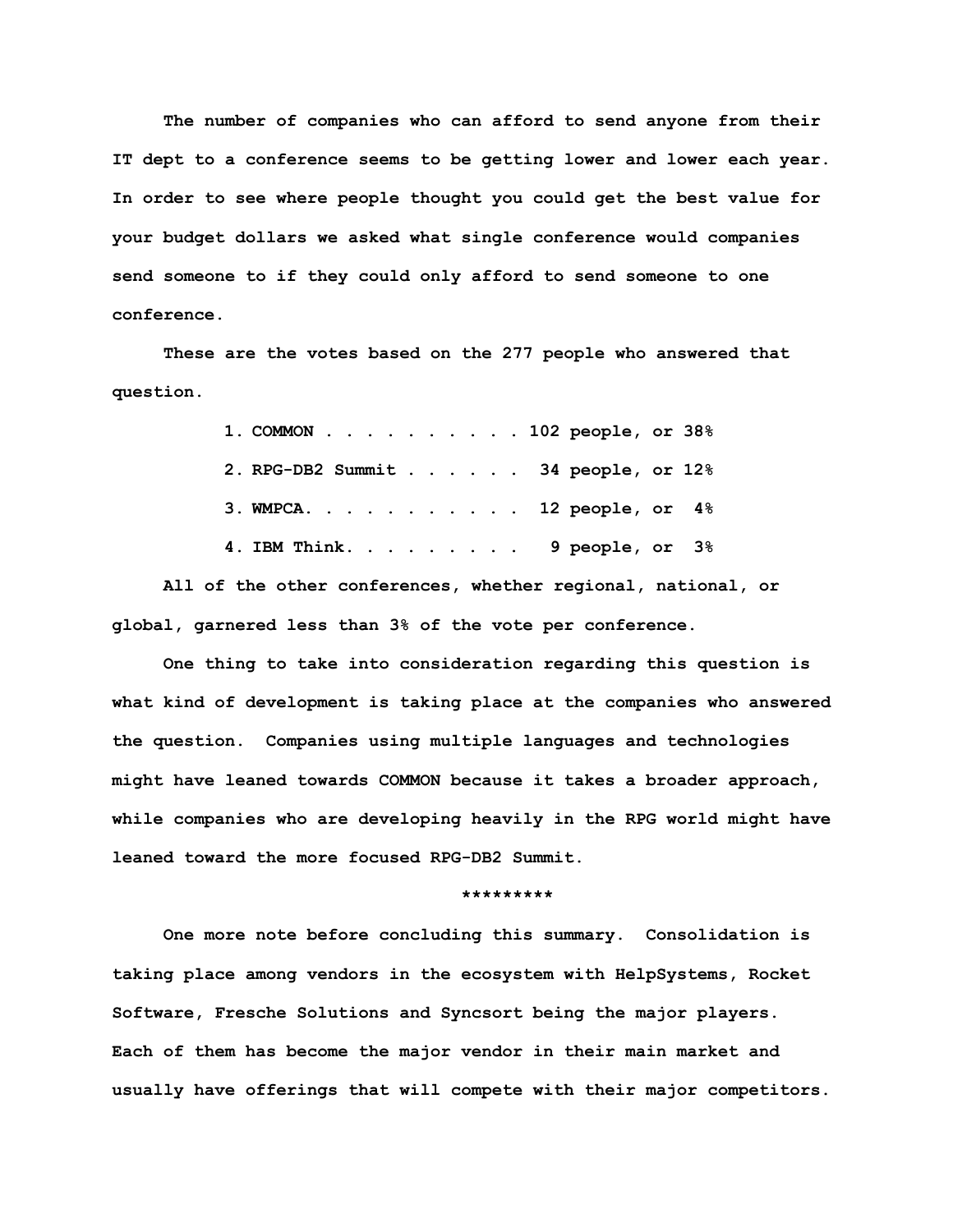The number of companies who can afford to send anyone from their IT dept to a conference seems to be getting lower and lower each year. In order to see where people thought you could get the best value for your budget dollars we asked what single conference would companies send someone to if they could only afford to send someone to one conference.

These are the votes based on the 277 people who answered that question.

1. COMMON . . . . . . . . . . 102 people, or 38%
2. RPG-DB2 Summit . . . . . .  34 people, or 12%
3. WMPCA. . . . . . . . . . .  12 people, or  4%
4. IBM Think. . . . . . . . .   9 people, or  3%

All of the other conferences, whether regional, national, or global, garnered less than 3% of the vote per conference.

One thing to take into consideration regarding this question is what kind of development is taking place at the companies who answered the question. Companies using multiple languages and technologies might have leaned towards COMMON because it takes a broader approach, while companies who are developing heavily in the RPG world might have leaned toward the more focused RPG-DB2 Summit.

*********

One more note before concluding this summary. Consolidation is taking place among vendors in the ecosystem with HelpSystems, Rocket Software, Fresche Solutions and Syncsort being the major players. Each of them has become the major vendor in their main market and usually have offerings that will compete with their major competitors.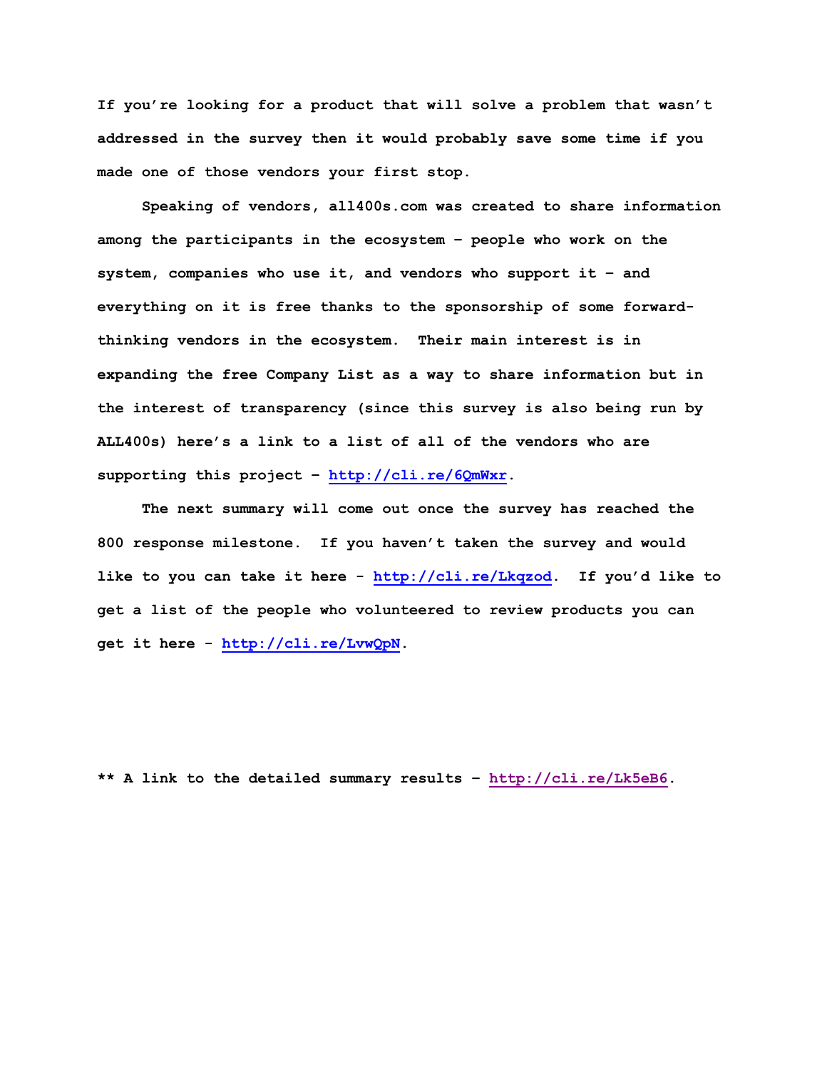**If you're looking for a product that will solve a problem that wasn't addressed in the survey then it would probably save some time if you made one of those vendors your first stop.**

**Speaking of vendors, all400s.com was created to share information among the participants in the ecosystem – people who work on the system, companies who use it, and vendors who support it – and everything on it is free thanks to the sponsorship of some forward-thinking vendors in the ecosystem. Their main interest is in expanding the free Company List as a way to share information but in the interest of transparency (since this survey is also being run by ALL400s) here's a link to a list of all of the vendors who are supporting this project – [http://cli.re/6QmWxr](http://cli.re/6QmWxr).**

**The next summary will come out once the survey has reached the 800 response milestone. If you haven't taken the survey and would like to you can take it here - [http://cli.re/Lkqzod](http://cli.re/Lkqzod). If you'd like to get a list of the people who volunteered to review products you can get it here - [http://cli.re/LvwQpN](http://cli.re/LvwQpN).**

**** A link to the detailed summary results – [http://cli.re/Lk5eB6](http://cli.re/Lk5eB6).**